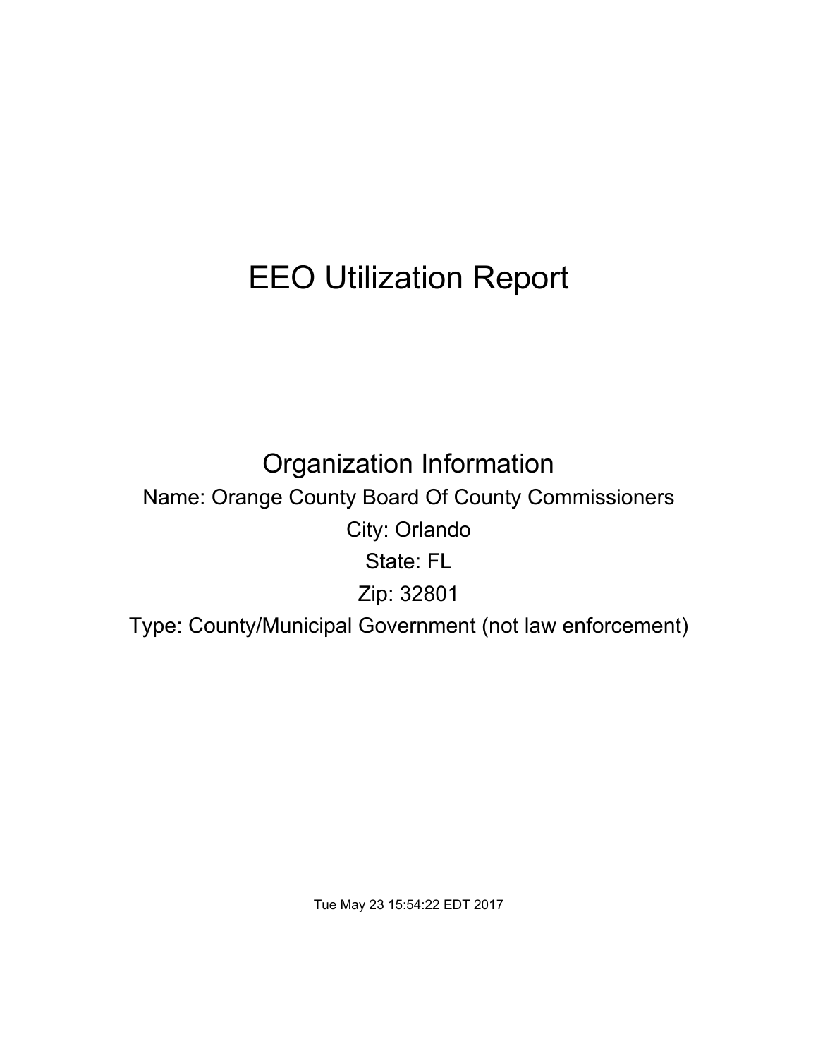# EEO Utilization Report

## Organization Information

Name: Orange County Board Of County Commissioners

City: Orlando

State: FL

Zip: 32801

Type: County/Municipal Government (not law enforcement)

Tue May 23 15:54:22 EDT 2017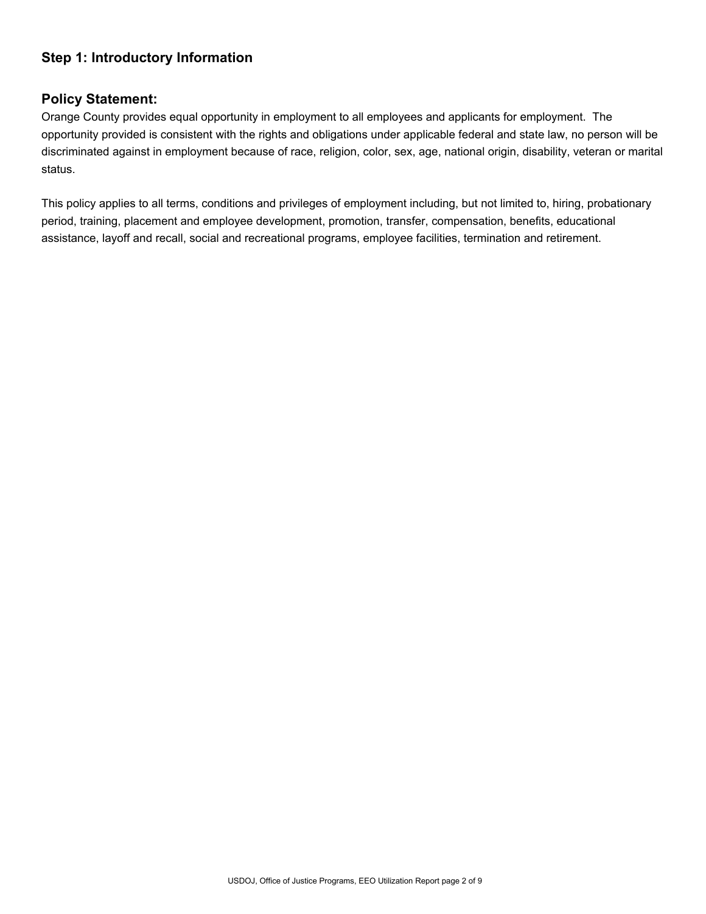## Step 1: Introductory Information

## Policy Statement:

Orange County provides equal opportunity in employment to all employees and applicants for employment. The opportunity provided is consistent with the rights and obligations under applicable federal and state law, no person will be discriminated against in employment because of race, religion, color, sex, age, national origin, disability, veteran or marital status.

This policy applies to all terms, conditions and privileges of employment including, but not limited to, hiring, probationary period, training, placement and employee development, promotion, transfer, compensation, benefits, educational assistance, layoff and recall, social and recreational programs, employee facilities, termination and retirement.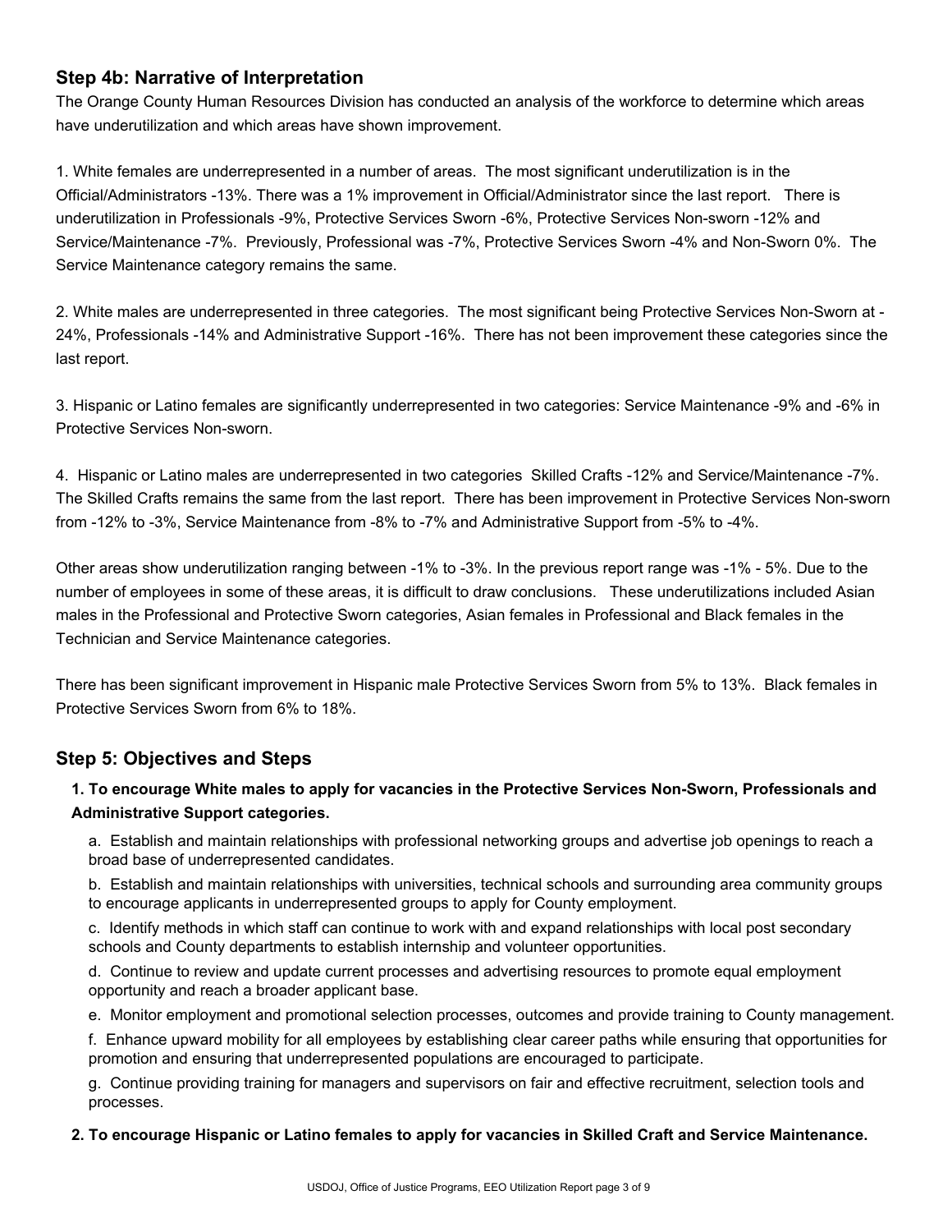### Step 4b: Narrative of Interpretation

The Orange County Human Resources Division has conducted an analysis of the workforce to determine which areas have underutilization and which areas have shown improvement.

1. White females are underrepresented in a number of areas. The most significant underutilization is in the Official/Administrators -13%. There was a 1% improvement in Official/Administrator since the last report. There is underutilization in Professionals -9%, Protective Services Sworn -6%, Protective Services Non-sworn -12% and Service/Maintenance -7%. Previously, Professional was -7%, Protective Services Sworn -4% and Non-Sworn 0%. The Service Maintenance category remains the same.

2. White males are underrepresented in three categories. The most significant being Protective Services Non-Sworn at -24%, Professionals -14% and Administrative Support -16%. There has not been improvement these categories since the last report.

3. Hispanic or Latino females are significantly underrepresented in two categories: Service Maintenance -9% and -6% in Protective Services Non-sworn.

4. Hispanic or Latino males are underrepresented in two categories Skilled Crafts -12% and Service/Maintenance -7%. The Skilled Crafts remains the same from the last report. There has been improvement in Protective Services Non-sworn from -12% to -3%, Service Maintenance from -8% to -7% and Administrative Support from -5% to -4%.

Other areas show underutilization ranging between -1% to -3%. In the previous report range was -1% - 5%. Due to the number of employees in some of these areas, it is difficult to draw conclusions. These underutilizations included Asian males in the Professional and Protective Sworn categories, Asian females in Professional and Black females in the Technician and Service Maintenance categories.

There has been significant improvement in Hispanic male Protective Services Sworn from 5% to 13%. Black females in Protective Services Sworn from 6% to 18%.

### Step 5: Objectives and Steps

**1. To encourage White males to apply for vacancies in the Protective Services Non-Sworn, Professionals and Administrative Support categories.**

a. Establish and maintain relationships with professional networking groups and advertise job openings to reach a broad base of underrepresented candidates.

b. Establish and maintain relationships with universities, technical schools and surrounding area community groups to encourage applicants in underrepresented groups to apply for County employment.

c. Identify methods in which staff can continue to work with and expand relationships with local post secondary schools and County departments to establish internship and volunteer opportunities.

d. Continue to review and update current processes and advertising resources to promote equal employment opportunity and reach a broader applicant base.

e. Monitor employment and promotional selection processes, outcomes and provide training to County management.

f. Enhance upward mobility for all employees by establishing clear career paths while ensuring that opportunities for promotion and ensuring that underrepresented populations are encouraged to participate.

g. Continue providing training for managers and supervisors on fair and effective recruitment, selection tools and processes.

**2. To encourage Hispanic or Latino females to apply for vacancies in Skilled Craft and Service Maintenance.**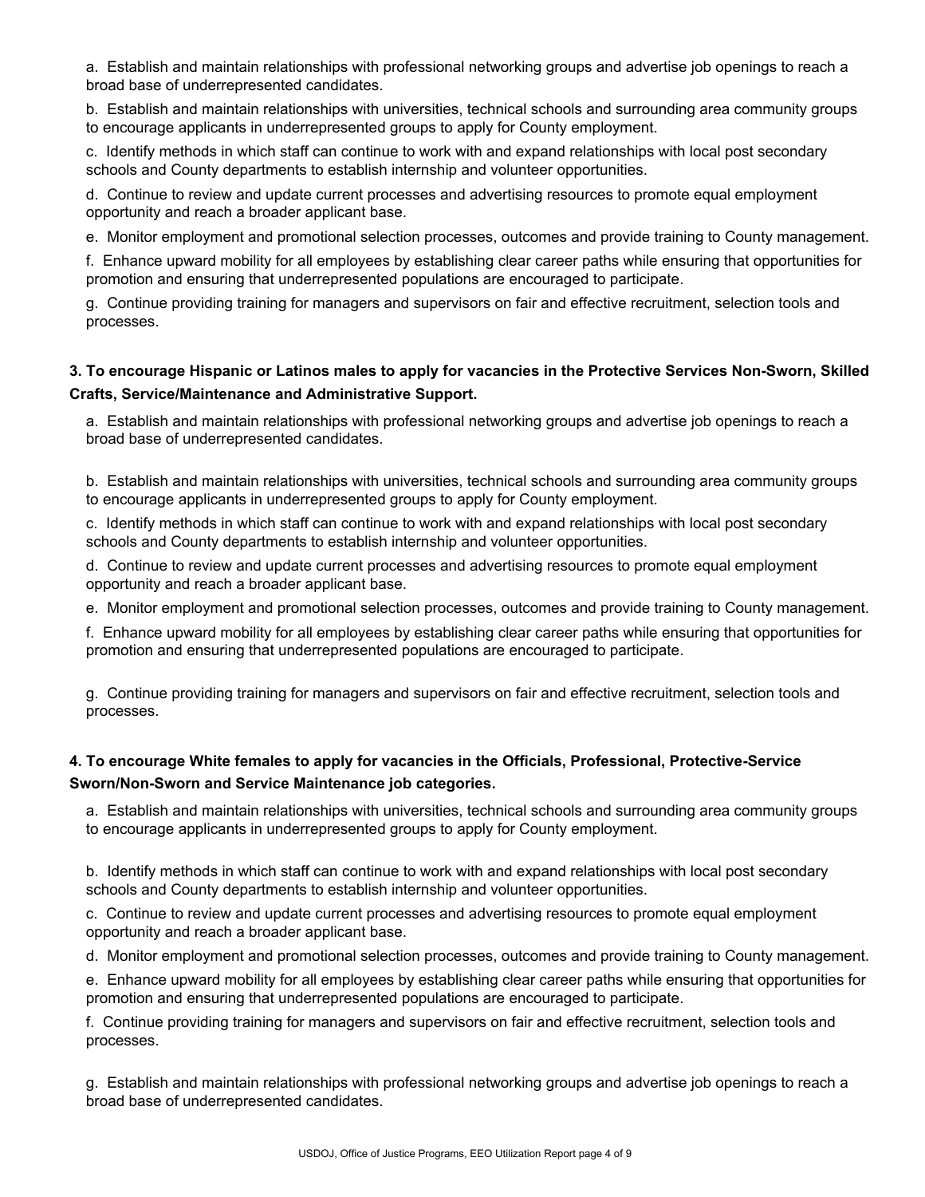a. Establish and maintain relationships with professional networking groups and advertise job openings to reach a broad base of underrepresented candidates.

b. Establish and maintain relationships with universities, technical schools and surrounding area community groups to encourage applicants in underrepresented groups to apply for County employment.

c. Identify methods in which staff can continue to work with and expand relationships with local post secondary schools and County departments to establish internship and volunteer opportunities.

d. Continue to review and update current processes and advertising resources to promote equal employment opportunity and reach a broader applicant base.

e. Monitor employment and promotional selection processes, outcomes and provide training to County management.

f. Enhance upward mobility for all employees by establishing clear career paths while ensuring that opportunities for promotion and ensuring that underrepresented populations are encouraged to participate.

g. Continue providing training for managers and supervisors on fair and effective recruitment, selection tools and processes.

**3. To encourage Hispanic or Latinos males to apply for vacancies in the Protective Services Non-Sworn, Skilled Crafts, Service/Maintenance and Administrative Support.**

a. Establish and maintain relationships with professional networking groups and advertise job openings to reach a broad base of underrepresented candidates.

b. Establish and maintain relationships with universities, technical schools and surrounding area community groups to encourage applicants in underrepresented groups to apply for County employment.

c. Identify methods in which staff can continue to work with and expand relationships with local post secondary schools and County departments to establish internship and volunteer opportunities.

d. Continue to review and update current processes and advertising resources to promote equal employment opportunity and reach a broader applicant base.

e. Monitor employment and promotional selection processes, outcomes and provide training to County management.

f. Enhance upward mobility for all employees by establishing clear career paths while ensuring that opportunities for promotion and ensuring that underrepresented populations are encouraged to participate.

g. Continue providing training for managers and supervisors on fair and effective recruitment, selection tools and processes.

**4. To encourage White females to apply for vacancies in the Officials, Professional, Protective-Service Sworn/Non-Sworn and Service Maintenance job categories.**

a. Establish and maintain relationships with universities, technical schools and surrounding area community groups to encourage applicants in underrepresented groups to apply for County employment.

b. Identify methods in which staff can continue to work with and expand relationships with local post secondary schools and County departments to establish internship and volunteer opportunities.

c. Continue to review and update current processes and advertising resources to promote equal employment opportunity and reach a broader applicant base.

d. Monitor employment and promotional selection processes, outcomes and provide training to County management.

e. Enhance upward mobility for all employees by establishing clear career paths while ensuring that opportunities for promotion and ensuring that underrepresented populations are encouraged to participate.

f. Continue providing training for managers and supervisors on fair and effective recruitment, selection tools and processes.

g. Establish and maintain relationships with professional networking groups and advertise job openings to reach a broad base of underrepresented candidates.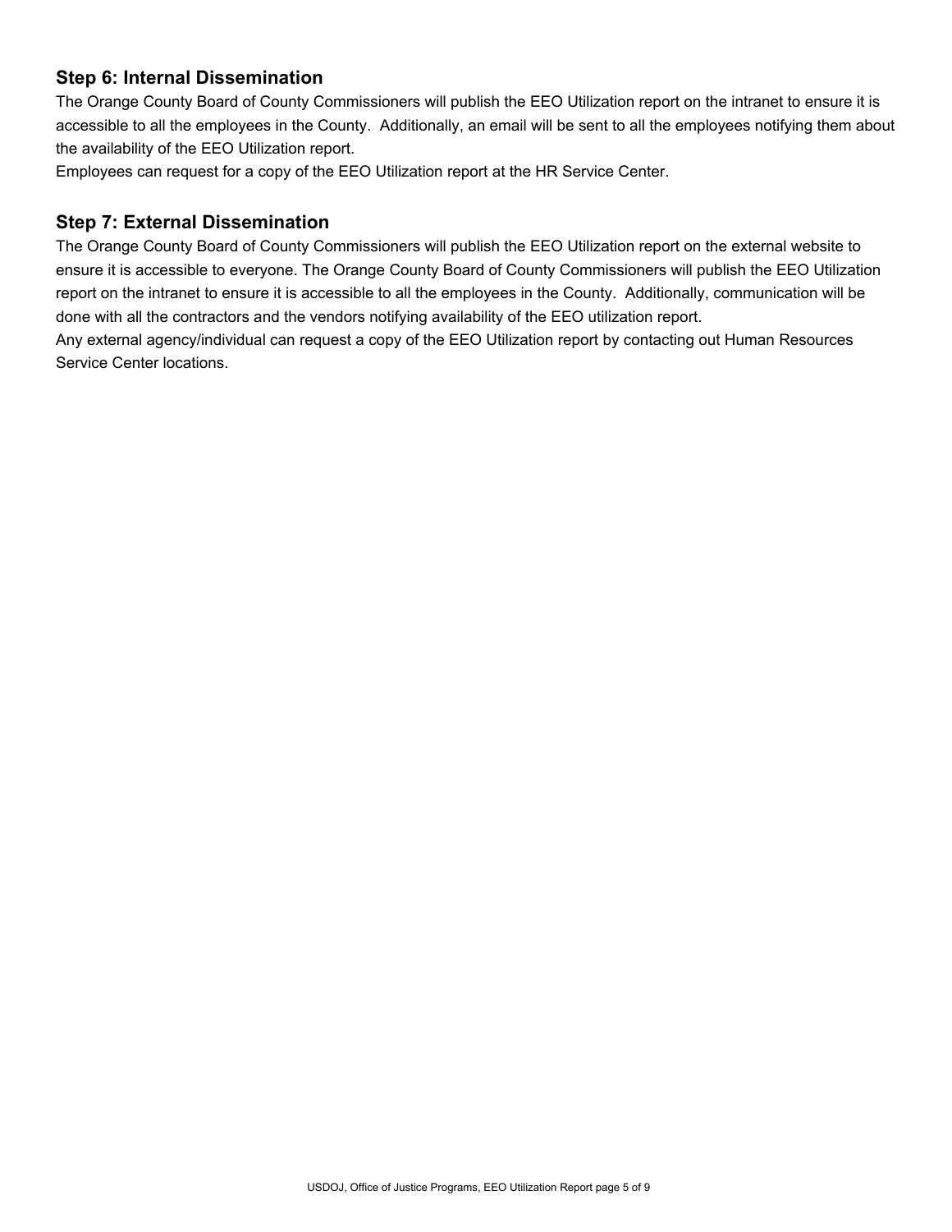## Step 6: Internal Dissemination

The Orange County Board of County Commissioners will publish the EEO Utilization report on the intranet to ensure it is accessible to all the employees in the County. Additionally, an email will be sent to all the employees notifying them about the availability of the EEO Utilization report.
Employees can request for a copy of the EEO Utilization report at the HR Service Center.

## Step 7: External Dissemination

The Orange County Board of County Commissioners will publish the EEO Utilization report on the external website to ensure it is accessible to everyone. The Orange County Board of County Commissioners will publish the EEO Utilization report on the intranet to ensure it is accessible to all the employees in the County. Additionally, communication will be done with all the contractors and the vendors notifying availability of the EEO utilization report.
Any external agency/individual can request a copy of the EEO Utilization report by contacting out Human Resources Service Center locations.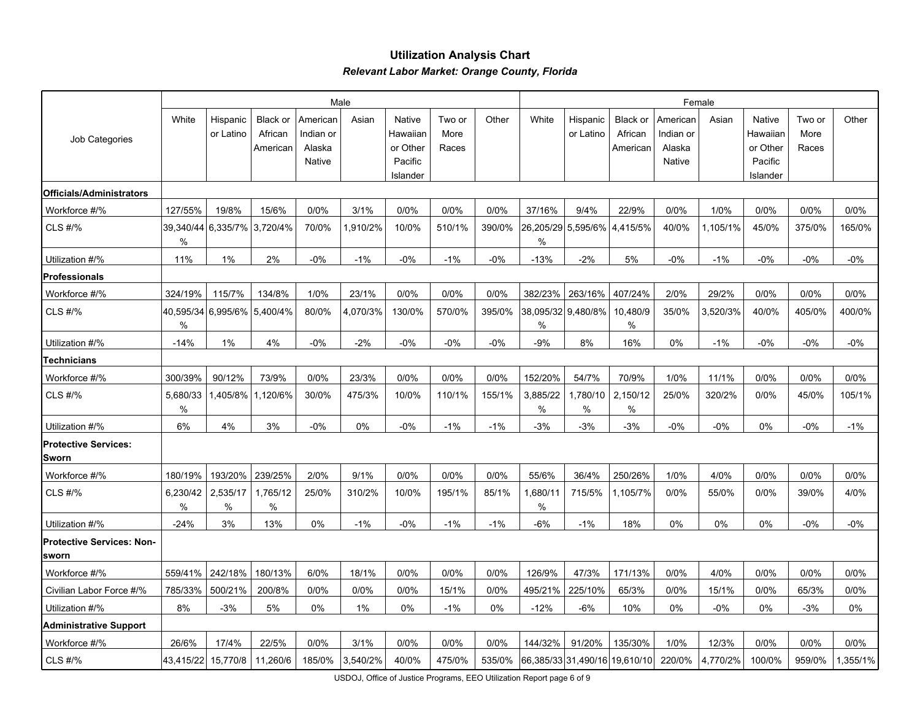## Utilization Analysis Chart

### *Relevant Labor Market: Orange County, Florida*

| Job Categories | Male | | | | | | | | Female | | | | | | | |
|---|---|---|---|---|---|---|---|---|---|---|---|---|---|---|---|---|
| | White | Hispanic or Latino | Black or African American | American Indian or Alaska Native | Asian | Native Hawaiian or Other Pacific Islander | Two or More Races | Other | White | Hispanic or Latino | Black or African American | American Indian or Alaska Native | Asian | Native Hawaiian or Other Pacific Islander | Two or More Races | Other |
| **Officials/Administrators** | | | | | | | | | | | | | | | | |
| Workforce #/% | 127/55% | 19/8% | 15/6% | 0/0% | 3/1% | 0/0% | 0/0% | 0/0% | 37/16% | 9/4% | 22/9% | 0/0% | 1/0% | 0/0% | 0/0% | 0/0% |
| CLS #/% | 39,340/44% | 6,335/7% | 3,720/4% | 70/0% | 1,910/2% | 10/0% | 510/1% | 390/0% | 26,205/29% | 5,595/6% | 4,415/5% | 40/0% | 1,105/1% | 45/0% | 375/0% | 165/0% |
| Utilization #/% | 11% | 1% | 2% | -0% | -1% | -0% | -1% | -0% | -13% | -2% | 5% | -0% | -1% | -0% | -0% | -0% |
| **Professionals** | | | | | | | | | | | | | | | | |
| Workforce #/% | 324/19% | 115/7% | 134/8% | 1/0% | 23/1% | 0/0% | 0/0% | 0/0% | 382/23% | 263/16% | 407/24% | 2/0% | 29/2% | 0/0% | 0/0% | 0/0% |
| CLS #/% | 40,595/34% | 6,995/6% | 5,400/4% | 80/0% | 4,070/3% | 130/0% | 570/0% | 395/0% | 38,095/32% | 9,480/8% | 10,480/9% | 35/0% | 3,520/3% | 40/0% | 405/0% | 400/0% |
| Utilization #/% | -14% | 1% | 4% | -0% | -2% | -0% | -0% | -0% | -9% | 8% | 16% | 0% | -1% | -0% | -0% | -0% |
| **Technicians** | | | | | | | | | | | | | | | | |
| Workforce #/% | 300/39% | 90/12% | 73/9% | 0/0% | 23/3% | 0/0% | 0/0% | 0/0% | 152/20% | 54/7% | 70/9% | 1/0% | 11/1% | 0/0% | 0/0% | 0/0% |
| CLS #/% | 5,680/33% | 1,405/8% | 1,120/6% | 30/0% | 475/3% | 10/0% | 110/1% | 155/1% | 3,885/22% | 1,780/10% | 2,150/12% | 25/0% | 320/2% | 0/0% | 45/0% | 105/1% |
| Utilization #/% | 6% | 4% | 3% | -0% | 0% | -0% | -1% | -1% | -3% | -3% | -3% | -0% | -0% | 0% | -0% | -1% |
| **Protective Services: Sworn** | | | | | | | | | | | | | | | | |
| Workforce #/% | 180/19% | 193/20% | 239/25% | 2/0% | 9/1% | 0/0% | 0/0% | 0/0% | 55/6% | 36/4% | 250/26% | 1/0% | 4/0% | 0/0% | 0/0% | 0/0% |
| CLS #/% | 6,230/42% | 2,535/17% | 1,765/12% | 25/0% | 310/2% | 10/0% | 195/1% | 85/1% | 1,680/11% | 715/5% | 1,105/7% | 0/0% | 55/0% | 0/0% | 39/0% | 4/0% |
| Utilization #/% | -24% | 3% | 13% | 0% | -1% | -0% | -1% | -1% | -6% | -1% | 18% | 0% | 0% | 0% | -0% | -0% |
| **Protective Services: Non-sworn** | | | | | | | | | | | | | | | | |
| Workforce #/% | 559/41% | 242/18% | 180/13% | 6/0% | 18/1% | 0/0% | 0/0% | 0/0% | 126/9% | 47/3% | 171/13% | 0/0% | 4/0% | 0/0% | 0/0% | 0/0% |
| Civilian Labor Force #/% | 785/33% | 500/21% | 200/8% | 0/0% | 0/0% | 0/0% | 15/1% | 0/0% | 495/21% | 225/10% | 65/3% | 0/0% | 15/1% | 0/0% | 65/3% | 0/0% |
| Utilization #/% | 8% | -3% | 5% | 0% | 1% | 0% | -1% | 0% | -12% | -6% | 10% | 0% | -0% | 0% | -3% | 0% |
| **Administrative Support** | | | | | | | | | | | | | | | | |
| Workforce #/% | 26/6% | 17/4% | 22/5% | 0/0% | 3/1% | 0/0% | 0/0% | 0/0% | 144/32% | 91/20% | 135/30% | 1/0% | 12/3% | 0/0% | 0/0% | 0/0% |
| CLS #/% | 43,415/22 | 15,770/8 | 11,260/6 | 185/0% | 3,540/2% | 40/0% | 475/0% | 535/0% | 66,385/33 | 31,490/16 | 19,610/10 | 220/0% | 4,770/2% | 100/0% | 959/0% | 1,355/1% |

USDOJ, Office of Justice Programs, EEO Utilization Report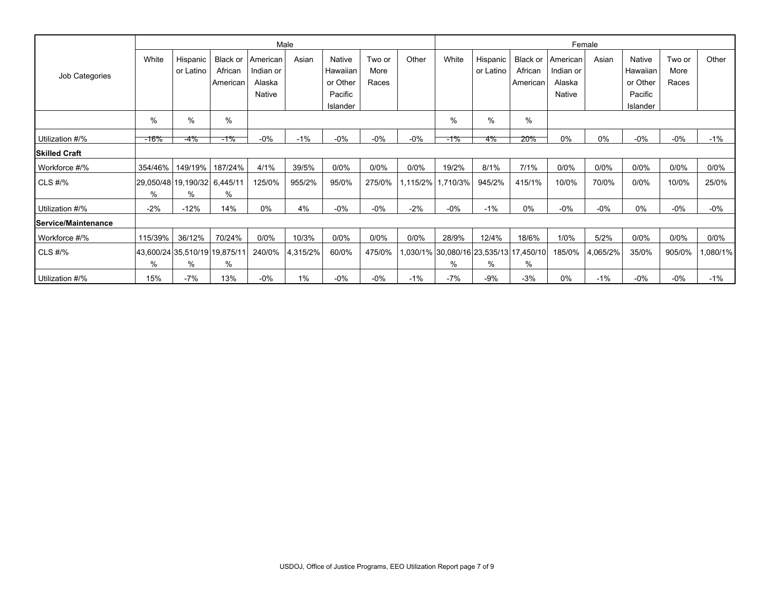| Job Categories | Male | | | | | | | | Female | | | | | | | |
|---|---|---|---|---|---|---|---|---|---|---|---|---|---|---|---|---|
| | White | Hispanic or Latino | Black or African American | American Indian or Alaska Native | Asian | Native Hawaiian or Other Pacific Islander | Two or More Races | Other | White | Hispanic or Latino | Black or African American | American Indian or Alaska Native | Asian | Native Hawaiian or Other Pacific Islander | Two or More Races | Other |
| | % | % | % | | | | | | % | % | % | | | | | |
| Utilization #/% | -16% | -4% | -1% | -0% | -1% | -0% | -0% | -0% | -1% | 4% | 20% | 0% | 0% | -0% | -0% | -1% |
| **Skilled Craft** | | | | | | | | | | | | | | | | |
| Workforce #/% | 354/46% | 149/19% | 187/24% | 4/1% | 39/5% | 0/0% | 0/0% | 0/0% | 19/2% | 8/1% | 7/1% | 0/0% | 0/0% | 0/0% | 0/0% | 0/0% |
| CLS #/% | 29,050/48% | 19,190/32% | 6,445/11% | 125/0% | 955/2% | 95/0% | 275/0% | 1,115/2% | 1,710/3% | 945/2% | 415/1% | 10/0% | 70/0% | 0/0% | 10/0% | 25/0% |
| Utilization #/% | -2% | -12% | 14% | 0% | 4% | -0% | -0% | -2% | -0% | -1% | 0% | -0% | -0% | 0% | -0% | -0% |
| **Service/Maintenance** | | | | | | | | | | | | | | | | |
| Workforce #/% | 115/39% | 36/12% | 70/24% | 0/0% | 10/3% | 0/0% | 0/0% | 0/0% | 28/9% | 12/4% | 18/6% | 1/0% | 5/2% | 0/0% | 0/0% | 0/0% |
| CLS #/% | 43,600/24% | 35,510/19% | 19,875/11% | 240/0% | 4,315/2% | 60/0% | 475/0% | 1,030/1% | 30,080/16% | 23,535/13% | 17,450/10% | 185/0% | 4,065/2% | 35/0% | 905/0% | 1,080/1% |
| Utilization #/% | 15% | -7% | 13% | -0% | 1% | -0% | -0% | -1% | -7% | -9% | -3% | 0% | -1% | -0% | -0% | -1% |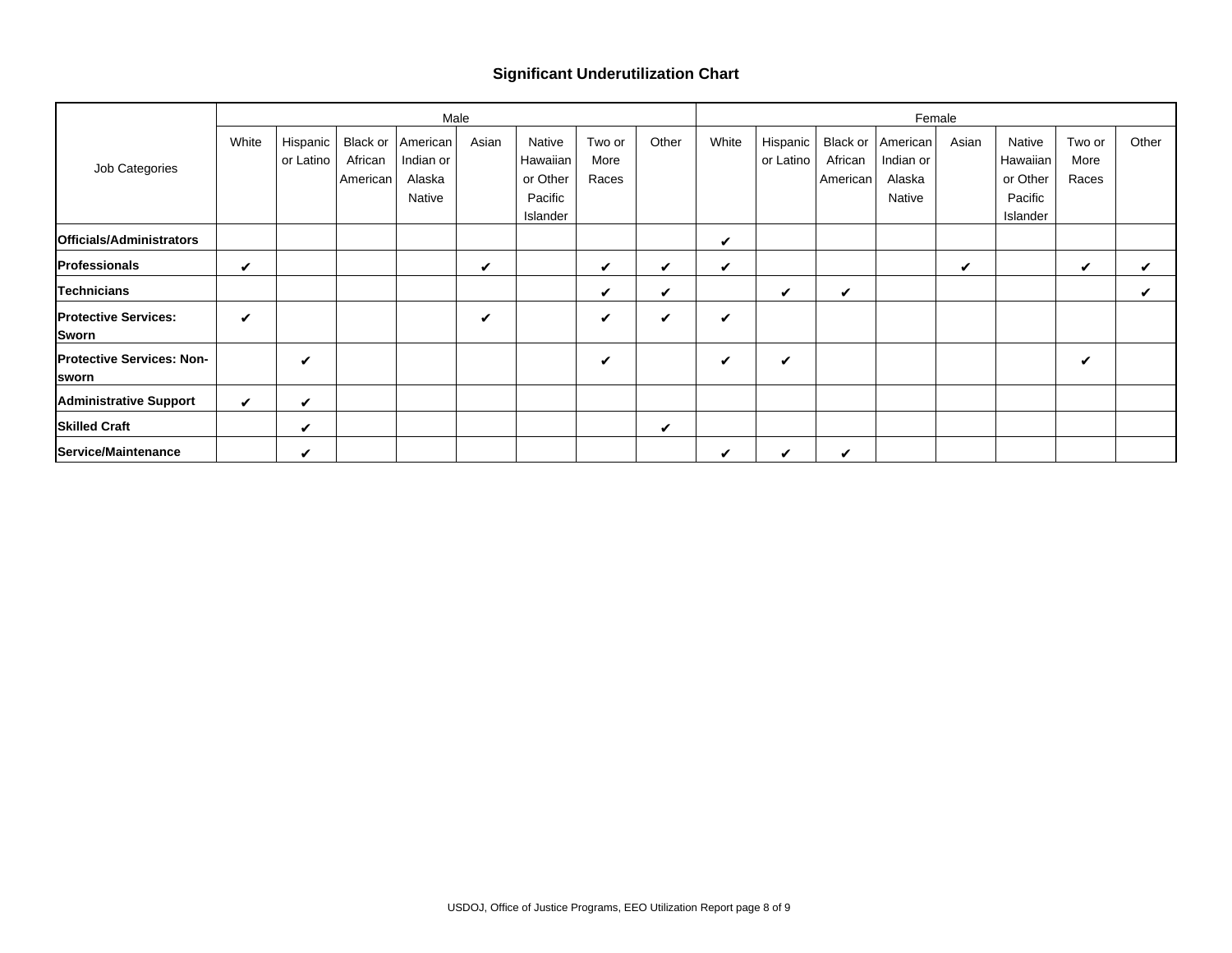**Significant Underutilization Chart**

| Job Categories | Male | | | | | | | | Female | | | | | | | |
|---|---|---|---|---|---|---|---|---|---|---|---|---|---|---|---|---|
| | White | Hispanic or Latino | Black or African American | American Indian or Alaska Native | Asian | Native Hawaiian or Other Pacific Islander | Two or More Races | Other | White | Hispanic or Latino | Black or African American | American Indian or Alaska Native | Asian | Native Hawaiian or Other Pacific Islander | Two or More Races | Other |
| **Officials/Administrators** | | | | | | | | | ✔ | | | | | | | |
| **Professionals** | ✔ | | | | ✔ | | ✔ | ✔ | ✔ | | | | ✔ | | ✔ | ✔ |
| **Technicians** | | | | | | | ✔ | ✔ | | ✔ | ✔ | | | | | ✔ |
| **Protective Services: Sworn** | ✔ | | | | ✔ | | ✔ | ✔ | ✔ | | | | | | | |
| **Protective Services: Non-sworn** | | ✔ | | | | | ✔ | | ✔ | ✔ | | | | | ✔ | |
| **Administrative Support** | ✔ | ✔ | | | | | | | | | | | | | | |
| **Skilled Craft** | | ✔ | | | | | | ✔ | | | | | | | | |
| **Service/Maintenance** | | ✔ | | | | | | | ✔ | ✔ | ✔ | | | | | |

USDOJ, Office of Justice Programs, EEO Utilization Report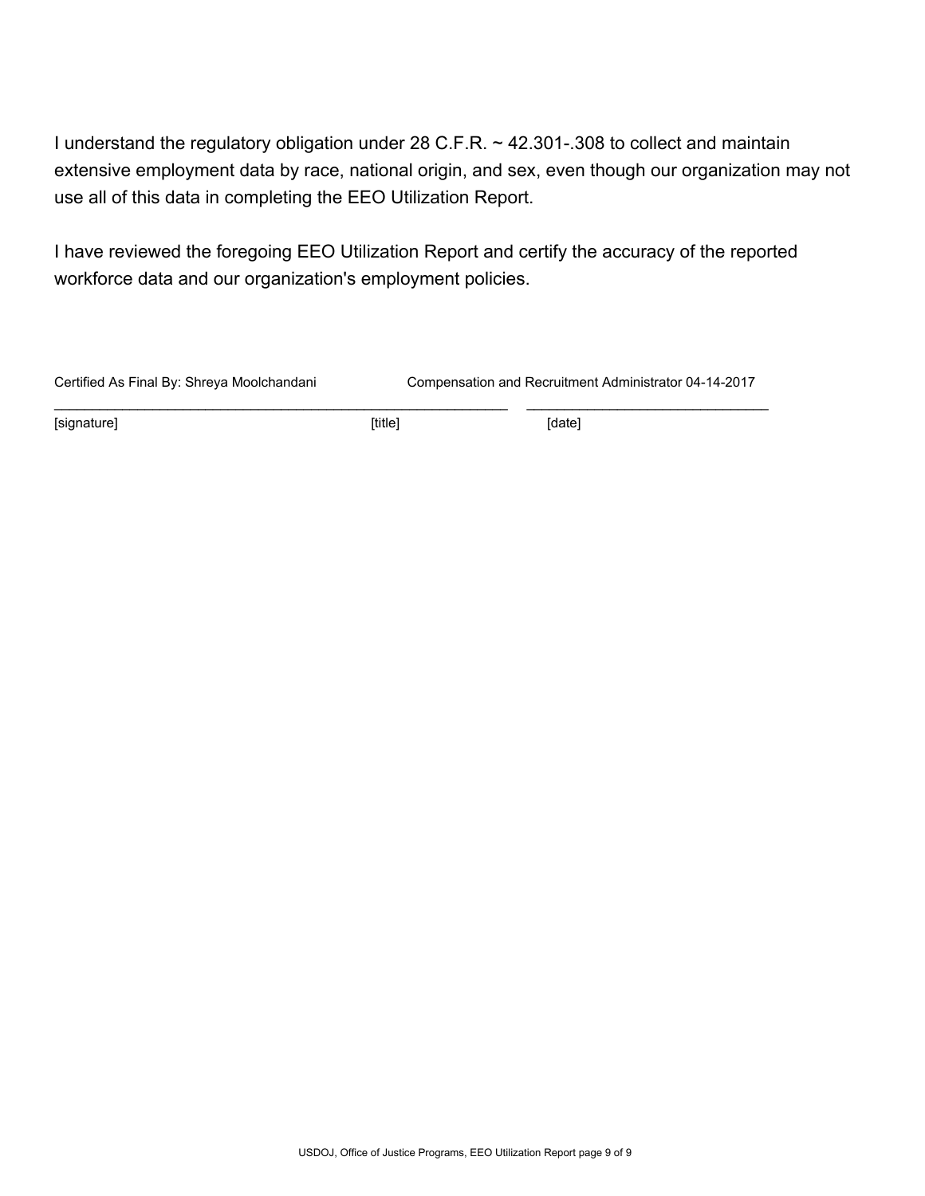I understand the regulatory obligation under 28 C.F.R. ~ 42.301-.308 to collect and maintain extensive employment data by race, national origin, and sex, even though our organization may not use all of this data in completing the EEO Utilization Report.

I have reviewed the foregoing EEO Utilization Report and certify the accuracy of the reported workforce data and our organization's employment policies.

Certified As Final By: Shreya Moolchandani Compensation and Recruitment Administrator 04-14-2017

_______________________________________________________________ __________________________________

[signature] [title] [date]